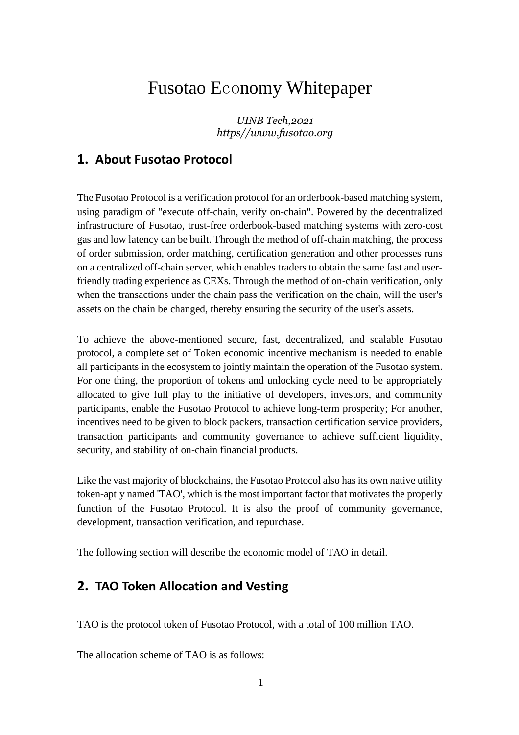# Fusotao Economy Whitepaper

*UINB Tech,2021*
*https//www.fusotao.org*

## 1. About Fusotao Protocol

The Fusotao Protocol is a verification protocol for an orderbook-based matching system, using paradigm of "execute off-chain, verify on-chain". Powered by the decentralized infrastructure of Fusotao, trust-free orderbook-based matching systems with zero-cost gas and low latency can be built. Through the method of off-chain matching, the process of order submission, order matching, certification generation and other processes runs on a centralized off-chain server, which enables traders to obtain the same fast and user-friendly trading experience as CEXs. Through the method of on-chain verification, only when the transactions under the chain pass the verification on the chain, will the user's assets on the chain be changed, thereby ensuring the security of the user's assets.

To achieve the above-mentioned secure, fast, decentralized, and scalable Fusotao protocol, a complete set of Token economic incentive mechanism is needed to enable all participants in the ecosystem to jointly maintain the operation of the Fusotao system. For one thing, the proportion of tokens and unlocking cycle need to be appropriately allocated to give full play to the initiative of developers, investors, and community participants, enable the Fusotao Protocol to achieve long-term prosperity; For another, incentives need to be given to block packers, transaction certification service providers, transaction participants and community governance to achieve sufficient liquidity, security, and stability of on-chain financial products.

Like the vast majority of blockchains, the Fusotao Protocol also has its own native utility token-aptly named 'TAO', which is the most important factor that motivates the properly function of the Fusotao Protocol. It is also the proof of community governance, development, transaction verification, and repurchase.

The following section will describe the economic model of TAO in detail.

## 2. TAO Token Allocation and Vesting

TAO is the protocol token of Fusotao Protocol, with a total of 100 million TAO.

The allocation scheme of TAO is as follows: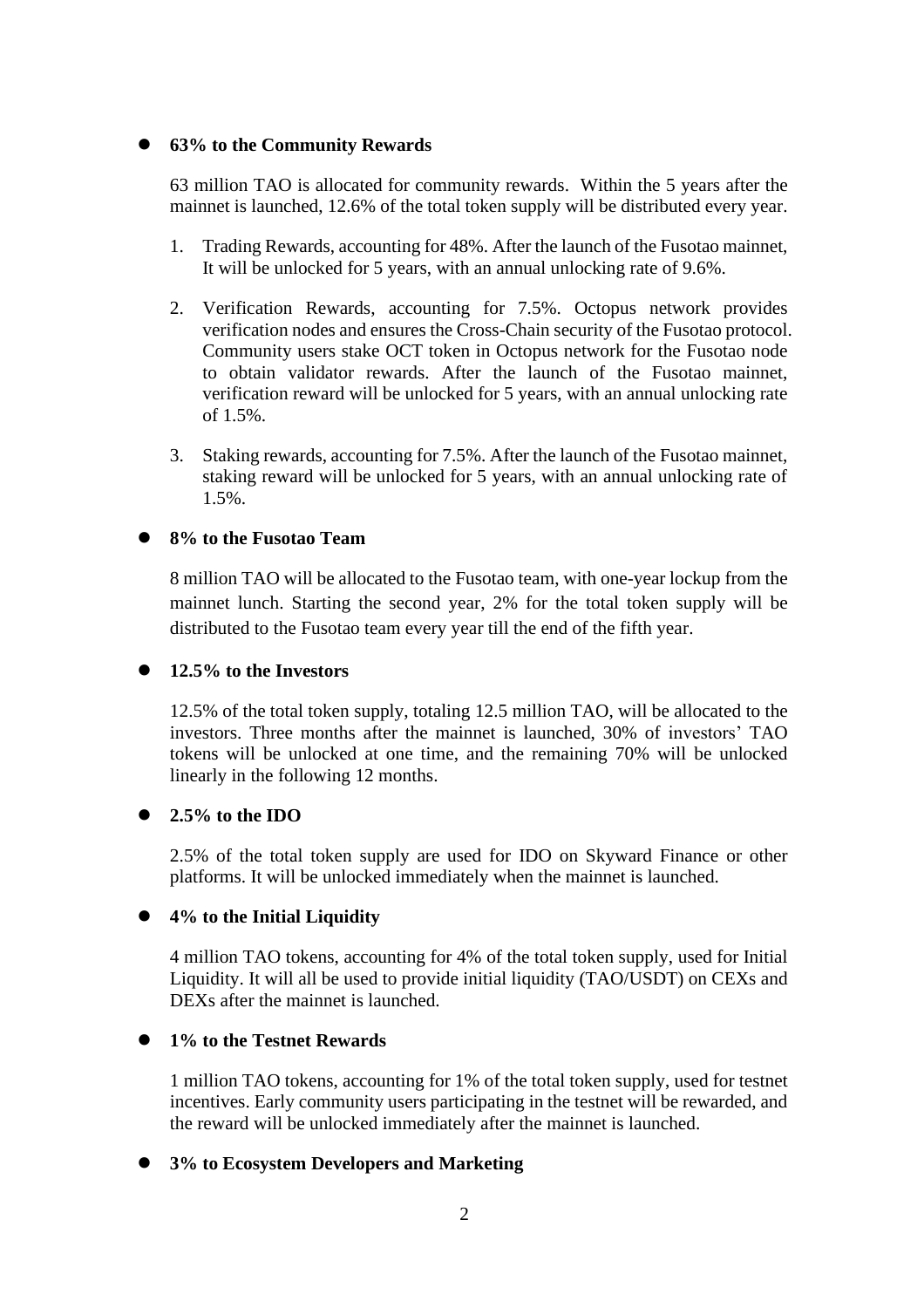- **63% to the Community Rewards**

  63 million TAO is allocated for community rewards. Within the 5 years after the mainnet is launched, 12.6% of the total token supply will be distributed every year.

  1. Trading Rewards, accounting for 48%. After the launch of the Fusotao mainnet, It will be unlocked for 5 years, with an annual unlocking rate of 9.6%.

  2. Verification Rewards, accounting for 7.5%. Octopus network provides verification nodes and ensures the Cross-Chain security of the Fusotao protocol. Community users stake OCT token in Octopus network for the Fusotao node to obtain validator rewards. After the launch of the Fusotao mainnet, verification reward will be unlocked for 5 years, with an annual unlocking rate of 1.5%.

  3. Staking rewards, accounting for 7.5%. After the launch of the Fusotao mainnet, staking reward will be unlocked for 5 years, with an annual unlocking rate of 1.5%.

- **8% to the Fusotao Team**

  8 million TAO will be allocated to the Fusotao team, with one-year lockup from the mainnet lunch. Starting the second year, 2% for the total token supply will be distributed to the Fusotao team every year till the end of the fifth year.

- **12.5% to the Investors**

  12.5% of the total token supply, totaling 12.5 million TAO, will be allocated to the investors. Three months after the mainnet is launched, 30% of investors' TAO tokens will be unlocked at one time, and the remaining 70% will be unlocked linearly in the following 12 months.

- **2.5% to the IDO**

  2.5% of the total token supply are used for IDO on Skyward Finance or other platforms. It will be unlocked immediately when the mainnet is launched.

- **4% to the Initial Liquidity**

  4 million TAO tokens, accounting for 4% of the total token supply, used for Initial Liquidity. It will all be used to provide initial liquidity (TAO/USDT) on CEXs and DEXs after the mainnet is launched.

- **1% to the Testnet Rewards**

  1 million TAO tokens, accounting for 1% of the total token supply, used for testnet incentives. Early community users participating in the testnet will be rewarded, and the reward will be unlocked immediately after the mainnet is launched.

- **3% to Ecosystem Developers and Marketing**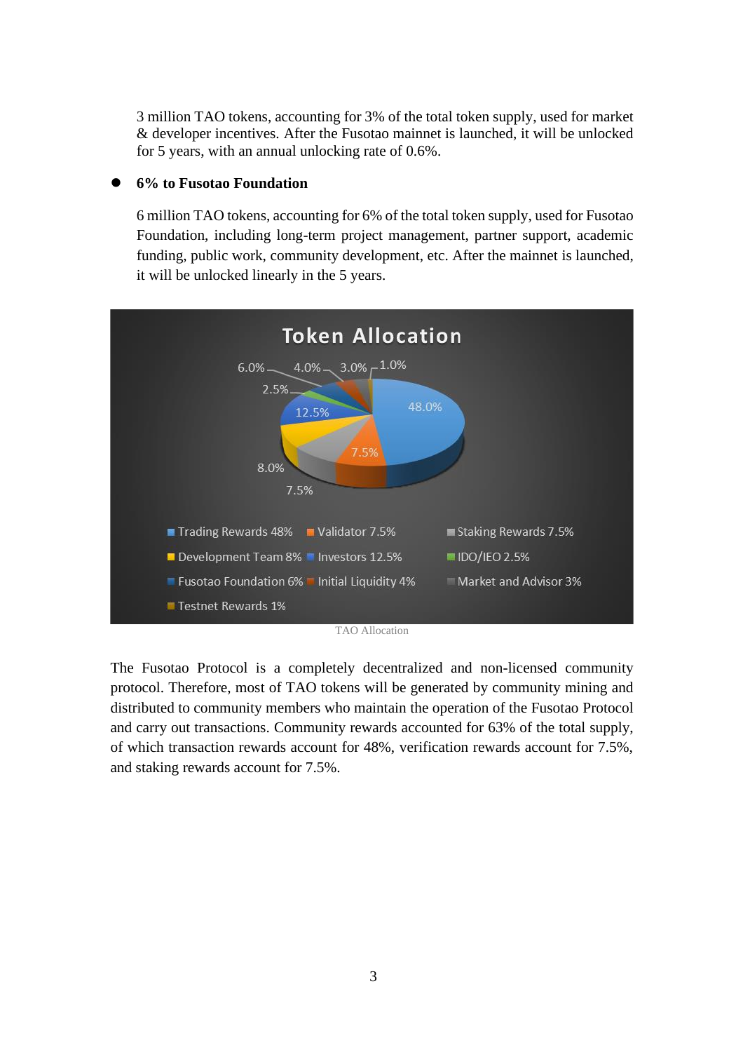3 million TAO tokens, accounting for 3% of the total token supply, used for market & developer incentives. After the Fusotao mainnet is launched, it will be unlocked for 5 years, with an annual unlocking rate of 0.6%.

- **6% to Fusotao Foundation**

  6 million TAO tokens, accounting for 6% of the total token supply, used for Fusotao Foundation, including long-term project management, partner support, academic funding, public work, community development, etc. After the mainnet is launched, it will be unlocked linearly in the 5 years.

TAO Allocation

The Fusotao Protocol is a completely decentralized and non-licensed community protocol. Therefore, most of TAO tokens will be generated by community mining and distributed to community members who maintain the operation of the Fusotao Protocol and carry out transactions. Community rewards accounted for 63% of the total supply, of which transaction rewards account for 48%, verification rewards account for 7.5%, and staking rewards account for 7.5%.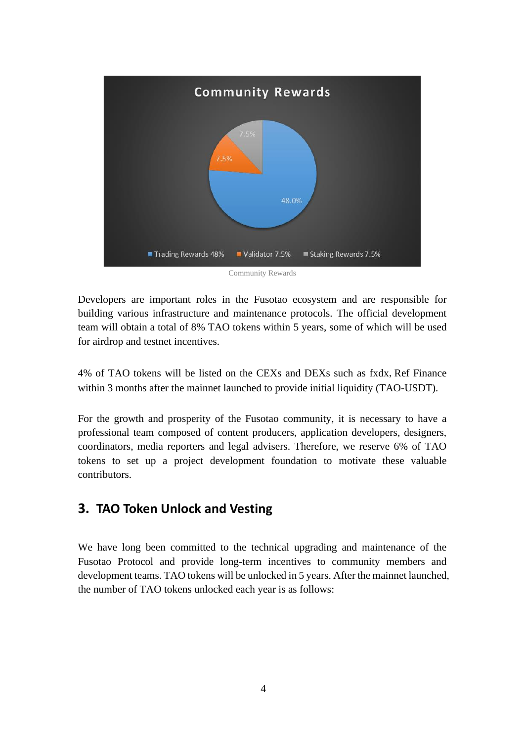Community Rewards

Developers are important roles in the Fusotao ecosystem and are responsible for building various infrastructure and maintenance protocols. The official development team will obtain a total of 8% TAO tokens within 5 years, some of which will be used for airdrop and testnet incentives.

4% of TAO tokens will be listed on the CEXs and DEXs such as fxdx, Ref Finance within 3 months after the mainnet launched to provide initial liquidity (TAO-USDT).

For the growth and prosperity of the Fusotao community, it is necessary to have a professional team composed of content producers, application developers, designers, coordinators, media reporters and legal advisers. Therefore, we reserve 6% of TAO tokens to set up a project development foundation to motivate these valuable contributors.

## 3. TAO Token Unlock and Vesting

We have long been committed to the technical upgrading and maintenance of the Fusotao Protocol and provide long-term incentives to community members and development teams. TAO tokens will be unlocked in 5 years. After the mainnet launched, the number of TAO tokens unlocked each year is as follows: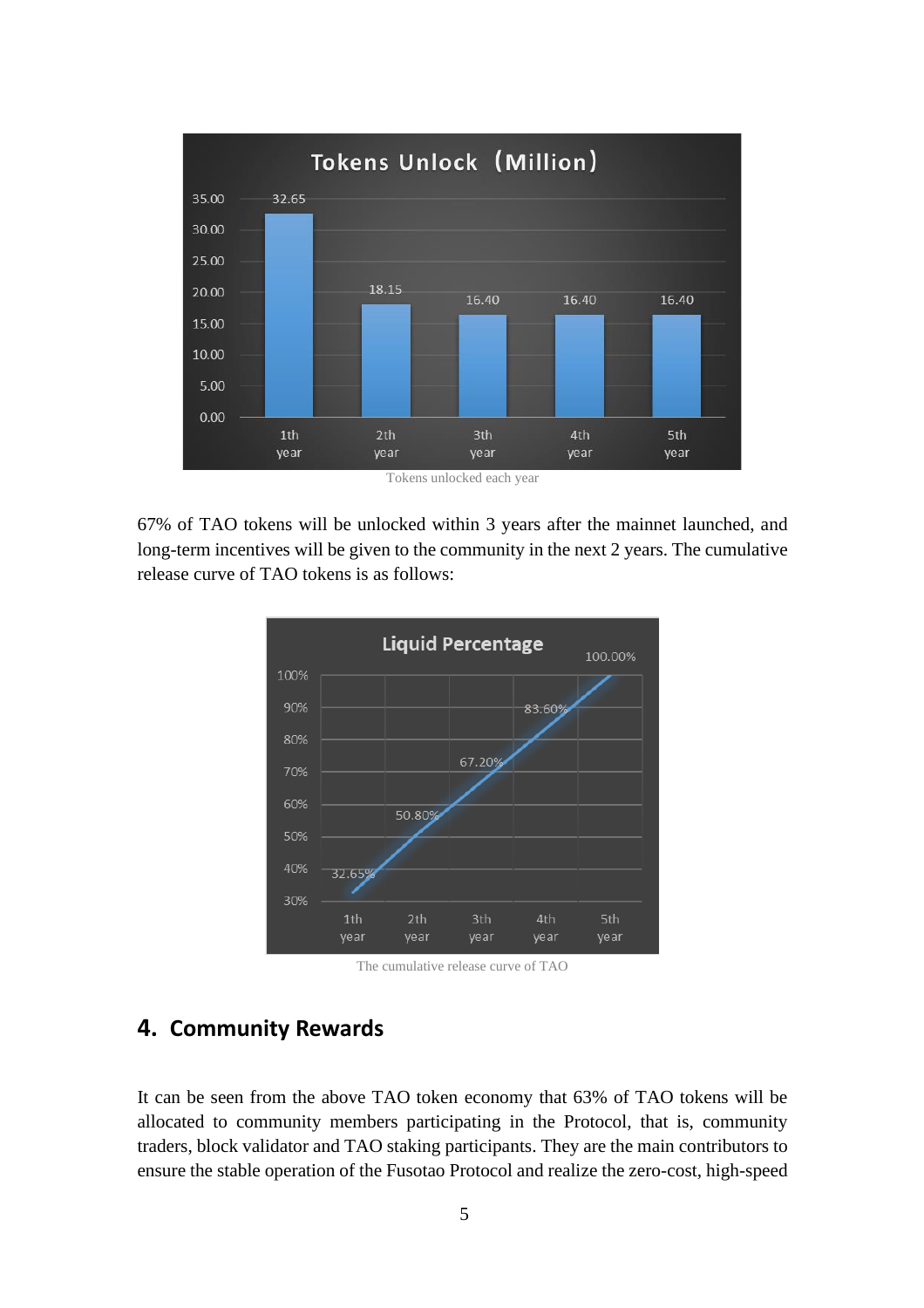Tokens unlocked each year

67% of TAO tokens will be unlocked within 3 years after the mainnet launched, and long-term incentives will be given to the community in the next 2 years. The cumulative release curve of TAO tokens is as follows:

The cumulative release curve of TAO

## 4. Community Rewards

It can be seen from the above TAO token economy that 63% of TAO tokens will be allocated to community members participating in the Protocol, that is, community traders, block validator and TAO staking participants. They are the main contributors to ensure the stable operation of the Fusotao Protocol and realize the zero-cost, high-speed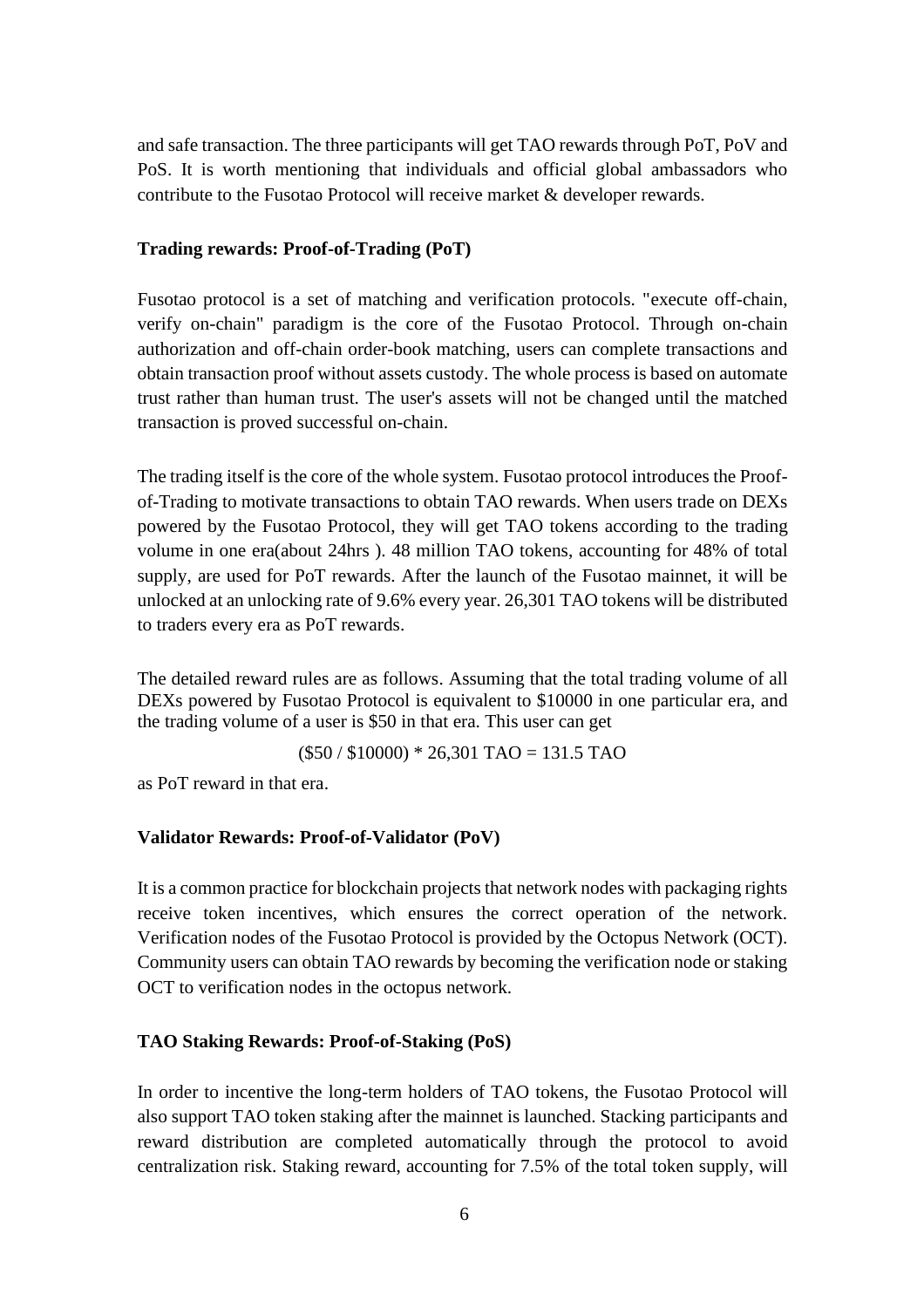and safe transaction. The three participants will get TAO rewards through PoT, PoV and PoS. It is worth mentioning that individuals and official global ambassadors who contribute to the Fusotao Protocol will receive market & developer rewards.

**Trading rewards: Proof-of-Trading (PoT)**

Fusotao protocol is a set of matching and verification protocols. "execute off-chain, verify on-chain" paradigm is the core of the Fusotao Protocol. Through on-chain authorization and off-chain order-book matching, users can complete transactions and obtain transaction proof without assets custody. The whole process is based on automate trust rather than human trust. The user's assets will not be changed until the matched transaction is proved successful on-chain.

The trading itself is the core of the whole system. Fusotao protocol introduces the Proof-of-Trading to motivate transactions to obtain TAO rewards. When users trade on DEXs powered by the Fusotao Protocol, they will get TAO tokens according to the trading volume in one era(about 24hrs ). 48 million TAO tokens, accounting for 48% of total supply, are used for PoT rewards. After the launch of the Fusotao mainnet, it will be unlocked at an unlocking rate of 9.6% every year. 26,301 TAO tokens will be distributed to traders every era as PoT rewards.

The detailed reward rules are as follows. Assuming that the total trading volume of all DEXs powered by Fusotao Protocol is equivalent to $10000 in one particular era, and the trading volume of a user is $50 in that era. This user can get

($50 / $10000) * 26,301 TAO = 131.5 TAO

as PoT reward in that era.

**Validator Rewards: Proof-of-Validator (PoV)**

It is a common practice for blockchain projects that network nodes with packaging rights receive token incentives, which ensures the correct operation of the network. Verification nodes of the Fusotao Protocol is provided by the Octopus Network (OCT). Community users can obtain TAO rewards by becoming the verification node or staking OCT to verification nodes in the octopus network.

**TAO Staking Rewards: Proof-of-Staking (PoS)**

In order to incentive the long-term holders of TAO tokens, the Fusotao Protocol will also support TAO token staking after the mainnet is launched. Stacking participants and reward distribution are completed automatically through the protocol to avoid centralization risk. Staking reward, accounting for 7.5% of the total token supply, will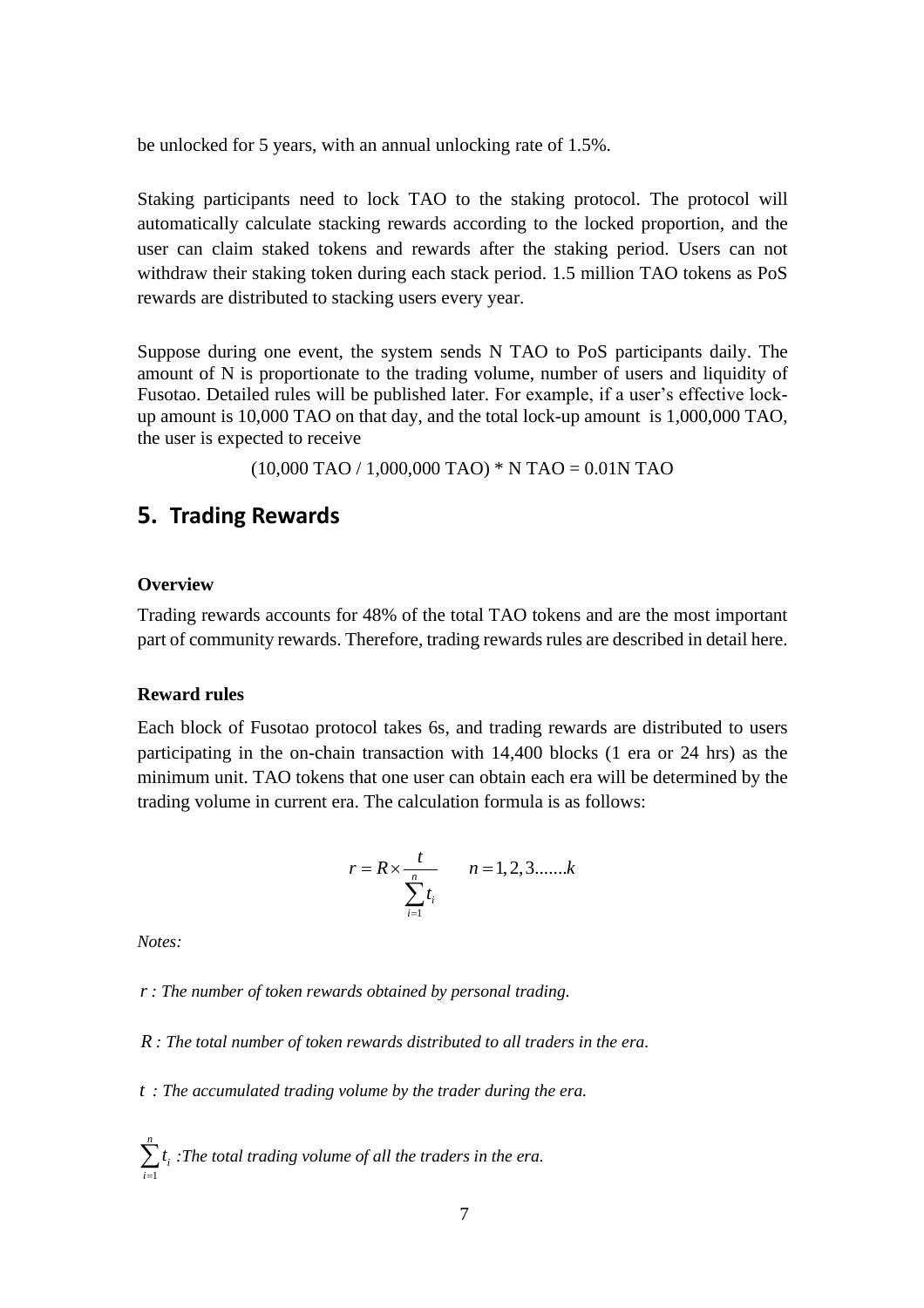be unlocked for 5 years, with an annual unlocking rate of 1.5%.

Staking participants need to lock TAO to the staking protocol. The protocol will automatically calculate stacking rewards according to the locked proportion, and the user can claim staked tokens and rewards after the staking period. Users can not withdraw their staking token during each stack period. 1.5 million TAO tokens as PoS rewards are distributed to stacking users every year.

Suppose during one event, the system sends N TAO to PoS participants daily. The amount of N is proportionate to the trading volume, number of users and liquidity of Fusotao. Detailed rules will be published later. For example, if a user's effective lock-up amount is 10,000 TAO on that day, and the total lock-up amount is 1,000,000 TAO, the user is expected to receive

(10,000 TAO / 1,000,000 TAO) * N TAO = 0.01N TAO

## 5. Trading Rewards

**Overview**

Trading rewards accounts for 48% of the total TAO tokens and are the most important part of community rewards. Therefore, trading rewards rules are described in detail here.

**Reward rules**

Each block of Fusotao protocol takes 6s, and trading rewards are distributed to users participating in the on-chain transaction with 14,400 blocks (1 era or 24 hrs) as the minimum unit. TAO tokens that one user can obtain each era will be determined by the trading volume in current era. The calculation formula is as follows:

$$r = R \times \frac{t}{\sum_{i=1}^{n} t_i} \qquad n = 1, 2, 3 .......k$$

*Notes:*

$r$ *: The number of token rewards obtained by personal trading.*

$R$ *: The total number of token rewards distributed to all traders in the era.*

$t$ *: The accumulated trading volume by the trader during the era.*

$\sum_{i=1}^{n} t_i$ *:The total trading volume of all the traders in the era.*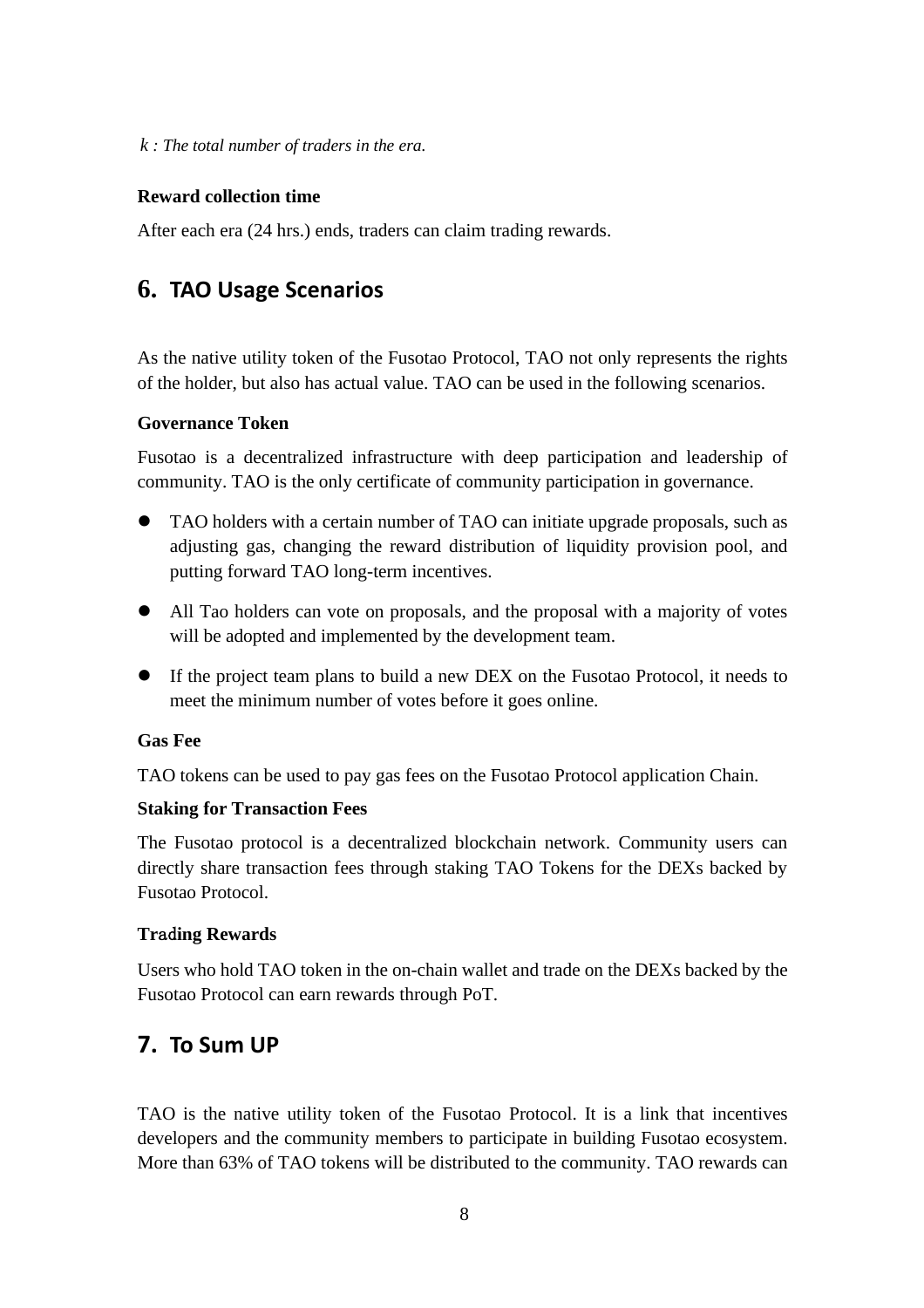$k$ : *The total number of traders in the era.*

**Reward collection time**

After each era (24 hrs.) ends, traders can claim trading rewards.

## 6. TAO Usage Scenarios

As the native utility token of the Fusotao Protocol, TAO not only represents the rights of the holder, but also has actual value. TAO can be used in the following scenarios.

**Governance Token**

Fusotao is a decentralized infrastructure with deep participation and leadership of community. TAO is the only certificate of community participation in governance.

- TAO holders with a certain number of TAO can initiate upgrade proposals, such as adjusting gas, changing the reward distribution of liquidity provision pool, and putting forward TAO long-term incentives.
- All Tao holders can vote on proposals, and the proposal with a majority of votes will be adopted and implemented by the development team.
- If the project team plans to build a new DEX on the Fusotao Protocol, it needs to meet the minimum number of votes before it goes online.

**Gas Fee**

TAO tokens can be used to pay gas fees on the Fusotao Protocol application Chain.

**Staking for Transaction Fees**

The Fusotao protocol is a decentralized blockchain network. Community users can directly share transaction fees through staking TAO Tokens for the DEXs backed by Fusotao Protocol.

**Trading Rewards**

Users who hold TAO token in the on-chain wallet and trade on the DEXs backed by the Fusotao Protocol can earn rewards through PoT.

## 7. To Sum UP

TAO is the native utility token of the Fusotao Protocol. It is a link that incentives developers and the community members to participate in building Fusotao ecosystem. More than 63% of TAO tokens will be distributed to the community. TAO rewards can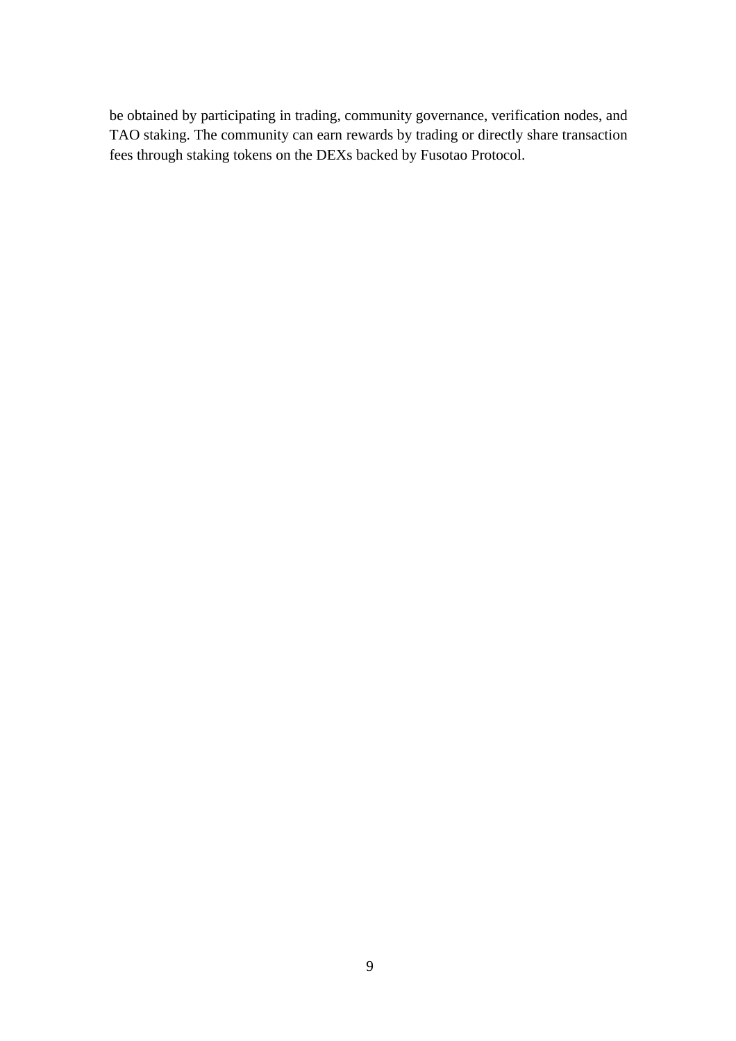be obtained by participating in trading, community governance, verification nodes, and TAO staking. The community can earn rewards by trading or directly share transaction fees through staking tokens on the DEXs backed by Fusotao Protocol.